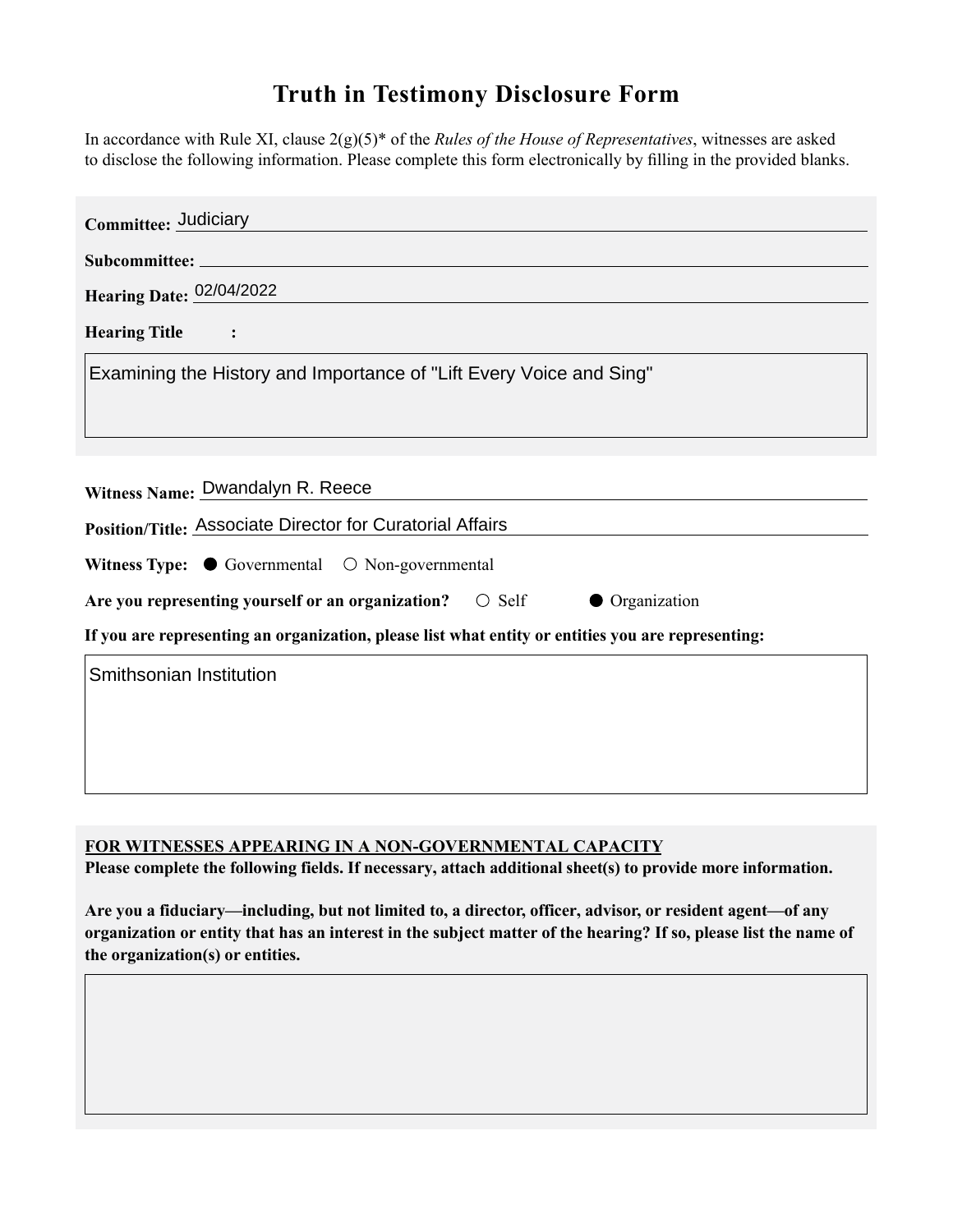# Truth in Testimony Disclosure Form

In accordance with Rule XI, clause 2(g)(5)* of the *Rules of the House of Representatives*, witnesses are asked to disclose the following information. Please complete this form electronically by filling in the provided blanks.

**Committee:** Judiciary

**Subcommittee:**

**Hearing Date:** 02/04/2022

**Hearing Title:**

Examining the History and Importance of "Lift Every Voice and Sing"

**Witness Name:** Dwandalyn R. Reece

**Position/Title:** Associate Director for Curatorial Affairs

**Witness Type:** ● Governmental ○ Non-governmental

**Are you representing yourself or an organization?** ○ Self ● Organization

**If you are representing an organization, please list what entity or entities you are representing:**

Smithsonian Institution

**FOR WITNESSES APPEARING IN A NON-GOVERNMENTAL CAPACITY**

**Please complete the following fields. If necessary, attach additional sheet(s) to provide more information.**

**Are you a fiduciary—including, but not limited to, a director, officer, advisor, or resident agent—of any organization or entity that has an interest in the subject matter of the hearing? If so, please list the name of the organization(s) or entities.**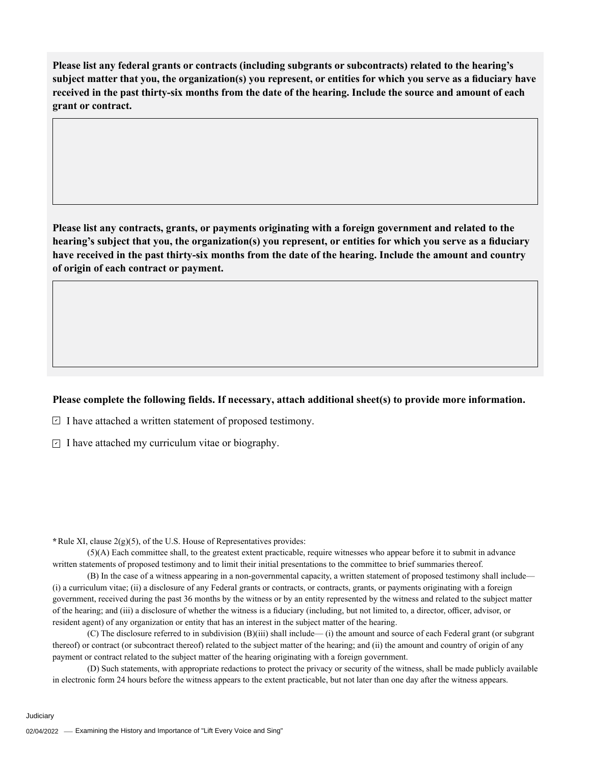**Please list any federal grants or contracts (including subgrants or subcontracts) related to the hearing's subject matter that you, the organization(s) you represent, or entities for which you serve as a fiduciary have received in the past thirty-six months from the date of the hearing. Include the source and amount of each grant or contract.**

**Please list any contracts, grants, or payments originating with a foreign government and related to the hearing's subject that you, the organization(s) you represent, or entities for which you serve as a fiduciary have received in the past thirty-six months from the date of the hearing. Include the amount and country of origin of each contract or payment.**

**Please complete the following fields. If necessary, attach additional sheet(s) to provide more information.**

- [x] I have attached a written statement of proposed testimony.
- [x] I have attached my curriculum vitae or biography.

***** Rule XI, clause 2(g)(5), of the U.S. House of Representatives provides:

(5)(A) Each committee shall, to the greatest extent practicable, require witnesses who appear before it to submit in advance written statements of proposed testimony and to limit their initial presentations to the committee to brief summaries thereof.

(B) In the case of a witness appearing in a non-governmental capacity, a written statement of proposed testimony shall include— (i) a curriculum vitae; (ii) a disclosure of any Federal grants or contracts, or contracts, grants, or payments originating with a foreign government, received during the past 36 months by the witness or by an entity represented by the witness and related to the subject matter of the hearing; and (iii) a disclosure of whether the witness is a fiduciary (including, but not limited to, a director, officer, advisor, or resident agent) of any organization or entity that has an interest in the subject matter of the hearing.

(C) The disclosure referred to in subdivision (B)(iii) shall include— (i) the amount and source of each Federal grant (or subgrant thereof) or contract (or subcontract thereof) related to the subject matter of the hearing; and (ii) the amount and country of origin of any payment or contract related to the subject matter of the hearing originating with a foreign government.

(D) Such statements, with appropriate redactions to protect the privacy or security of the witness, shall be made publicly available in electronic form 24 hours before the witness appears to the extent practicable, but not later than one day after the witness appears.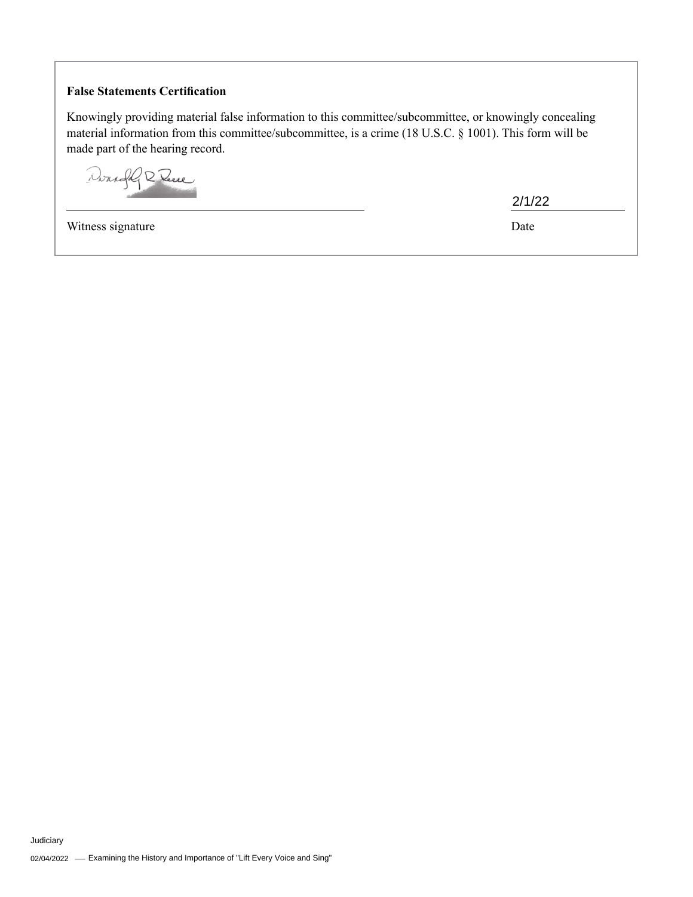**False Statements Certification**

Knowingly providing material false information to this committee/subcommittee, or knowingly concealing material information from this committee/subcommittee, is a crime (18 U.S.C. § 1001). This form will be made part of the hearing record.

Witness signature

2/1/22

Date